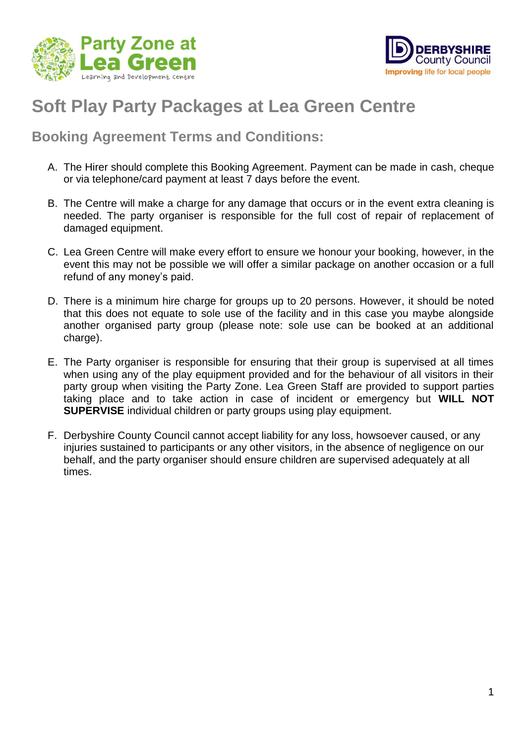# Soft Play Party Packages at Lea Green Centre

## Booking Agreement Terms and Conditions:

A. The Hirer should complete this Booking Agreement. Payment can be made in cash, cheque or via telephone/card payment at least 7 days before the event.

B. The Centre will make a charge for any damage that occurs or in the event extra cleaning is needed. The party organiser is responsible for the full cost of repair of replacement of damaged equipment.

C. Lea Green Centre will make every effort to ensure we honour your booking, however, in the event this may not be possible we will offer a similar package on another occasion or a full refund of any money's paid.

D. There is a minimum hire charge for groups up to 20 persons. However, it should be noted that this does not equate to sole use of the facility and in this case you maybe alongside another organised party group (please note: sole use can be booked at an additional charge).

E. The Party organiser is responsible for ensuring that their group is supervised at all times when using any of the play equipment provided and for the behaviour of all visitors in their party group when visiting the Party Zone. Lea Green Staff are provided to support parties taking place and to take action in case of incident or emergency but **WILL NOT SUPERVISE** individual children or party groups using play equipment.

F. Derbyshire County Council cannot accept liability for any loss, howsoever caused, or any injuries sustained to participants or any other visitors, in the absence of negligence on our behalf, and the party organiser should ensure children are supervised adequately at all times.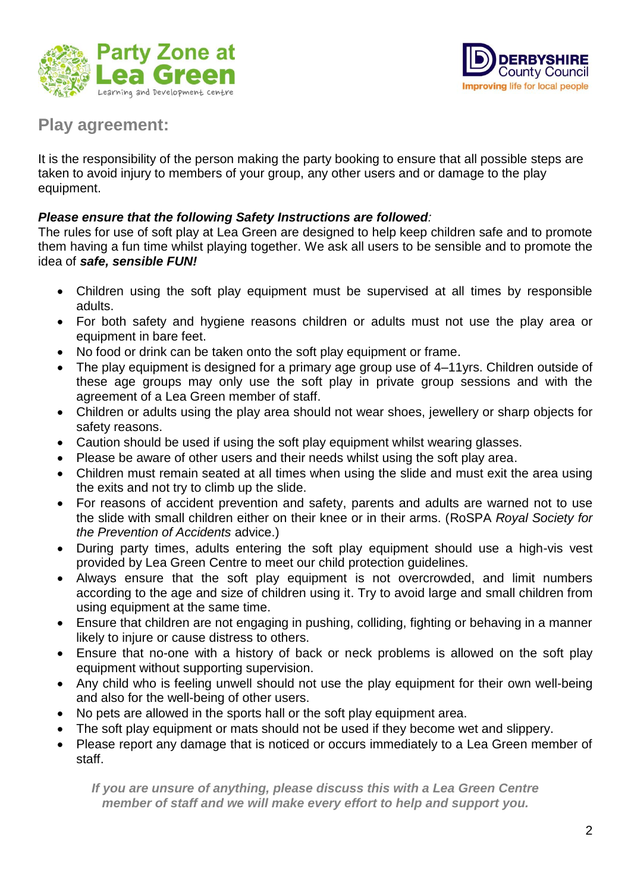## Play agreement:

It is the responsibility of the person making the party booking to ensure that all possible steps are taken to avoid injury to members of your group, any other users and or damage to the play equipment.

***Please ensure that the following Safety Instructions are followed**:*

The rules for use of soft play at Lea Green are designed to help keep children safe and to promote them having a fun time whilst playing together. We ask all users to be sensible and to promote the idea of ***safe, sensible FUN!***

- Children using the soft play equipment must be supervised at all times by responsible adults.
- For both safety and hygiene reasons children or adults must not use the play area or equipment in bare feet.
- No food or drink can be taken onto the soft play equipment or frame.
- The play equipment is designed for a primary age group use of 4–11yrs. Children outside of these age groups may only use the soft play in private group sessions and with the agreement of a Lea Green member of staff.
- Children or adults using the play area should not wear shoes, jewellery or sharp objects for safety reasons.
- Caution should be used if using the soft play equipment whilst wearing glasses.
- Please be aware of other users and their needs whilst using the soft play area.
- Children must remain seated at all times when using the slide and must exit the area using the exits and not try to climb up the slide.
- For reasons of accident prevention and safety, parents and adults are warned not to use the slide with small children either on their knee or in their arms. (RoSPA *Royal Society for the Prevention of Accidents* advice.)
- During party times, adults entering the soft play equipment should use a high-vis vest provided by Lea Green Centre to meet our child protection guidelines.
- Always ensure that the soft play equipment is not overcrowded, and limit numbers according to the age and size of children using it. Try to avoid large and small children from using equipment at the same time.
- Ensure that children are not engaging in pushing, colliding, fighting or behaving in a manner likely to injure or cause distress to others.
- Ensure that no-one with a history of back or neck problems is allowed on the soft play equipment without supporting supervision.
- Any child who is feeling unwell should not use the play equipment for their own well-being and also for the well-being of other users.
- No pets are allowed in the sports hall or the soft play equipment area.
- The soft play equipment or mats should not be used if they become wet and slippery.
- Please report any damage that is noticed or occurs immediately to a Lea Green member of staff.

***If you are unsure of anything, please discuss this with a Lea Green Centre member of staff and we will make every effort to help and support you.***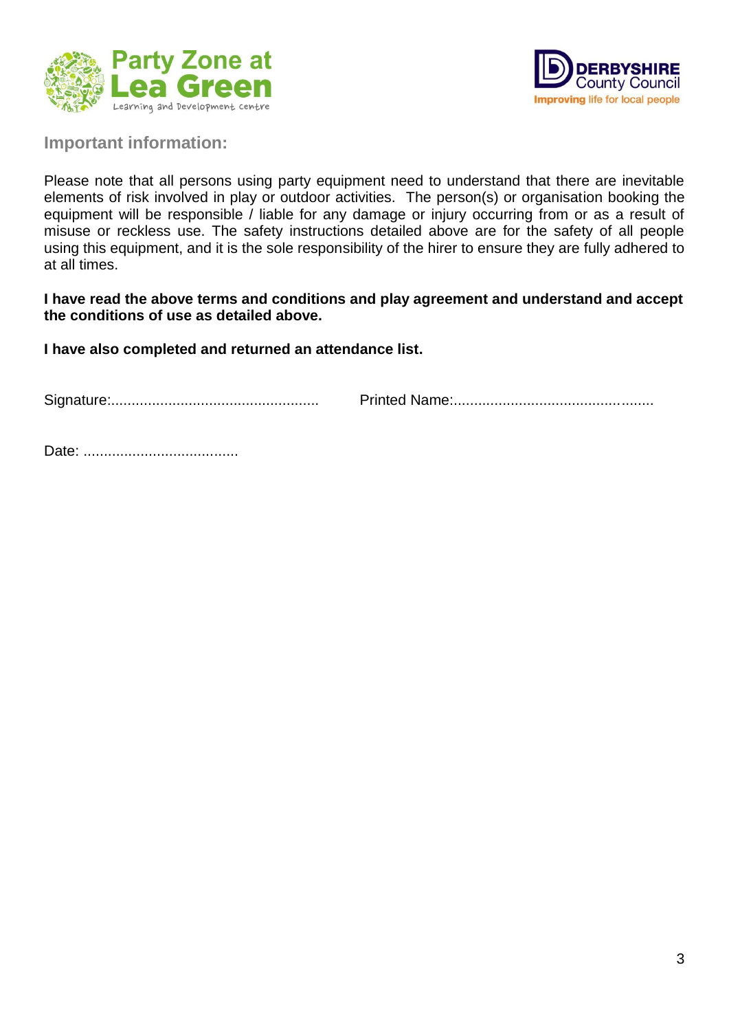## Important information:

Please note that all persons using party equipment need to understand that there are inevitable elements of risk involved in play or outdoor activities. The person(s) or organisation booking the equipment will be responsible / liable for any damage or injury occurring from or as a result of misuse or reckless use. The safety instructions detailed above are for the safety of all people using this equipment, and it is the sole responsibility of the hirer to ensure they are fully adhered to at all times.

**I have read the above terms and conditions and play agreement and understand and accept the conditions of use as detailed above.**

**I have also completed and returned an attendance list.**

Signature:..................................................  Printed Name:.................................................

Date: ......................................